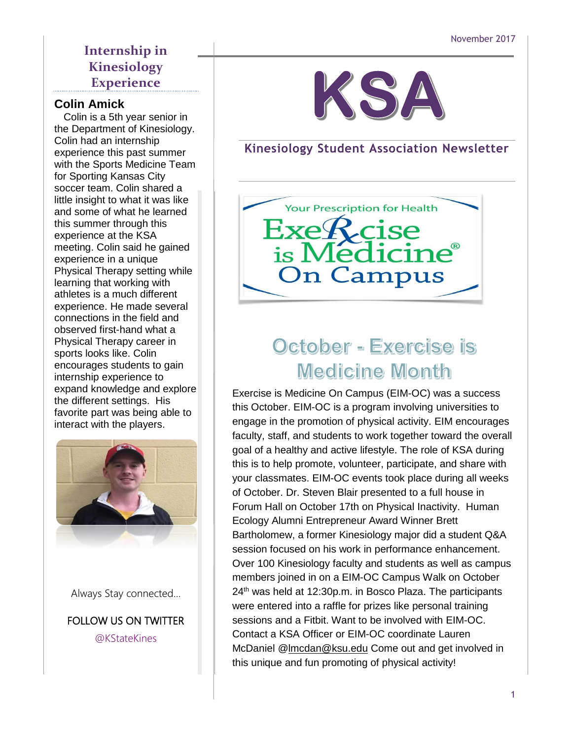# KSA

## Kinesiology Student Association Newsletter

November 2017

## Internship in Kinesiology Experience

### Colin Amick

Colin is a 5th year senior in the Department of Kinesiology. Colin had an internship experience this past summer with the Sports Medicine Team for Sporting Kansas City soccer team. Colin shared a little insight to what it was like and some of what he learned this summer through this experience at the KSA meeting. Colin said he gained experience in a unique Physical Therapy setting while learning that working with athletes is a much different experience. He made several connections in the field and observed first-hand what a Physical Therapy career in sports looks like. Colin encourages students to gain internship experience to expand knowledge and explore the different settings. His favorite part was being able to interact with the players.

Always Stay connected…

FOLLOW US ON TWITTER

@KStateKines

Your Prescription for Health

Exercise is Medicine® On Campus

## October - Exercise is Medicine Month

Exercise is Medicine On Campus (EIM-OC) was a success this October. EIM-OC is a program involving universities to engage in the promotion of physical activity. EIM encourages faculty, staff, and students to work together toward the overall goal of a healthy and active lifestyle. The role of KSA during this is to help promote, volunteer, participate, and share with your classmates. EIM-OC events took place during all weeks of October. Dr. Steven Blair presented to a full house in Forum Hall on October 17th on Physical Inactivity. Human Ecology Alumni Entrepreneur Award Winner Brett Bartholomew, a former Kinesiology major did a student Q&A session focused on his work in performance enhancement. Over 100 Kinesiology faculty and students as well as campus members joined in on a EIM-OC Campus Walk on October 24th was held at 12:30p.m. in Bosco Plaza. The participants were entered into a raffle for prizes like personal training sessions and a Fitbit. Want to be involved with EIM-OC. Contact a KSA Officer or EIM-OC coordinate Lauren McDaniel @lmcdan@ksu.edu Come out and get involved in this unique and fun promoting of physical activity!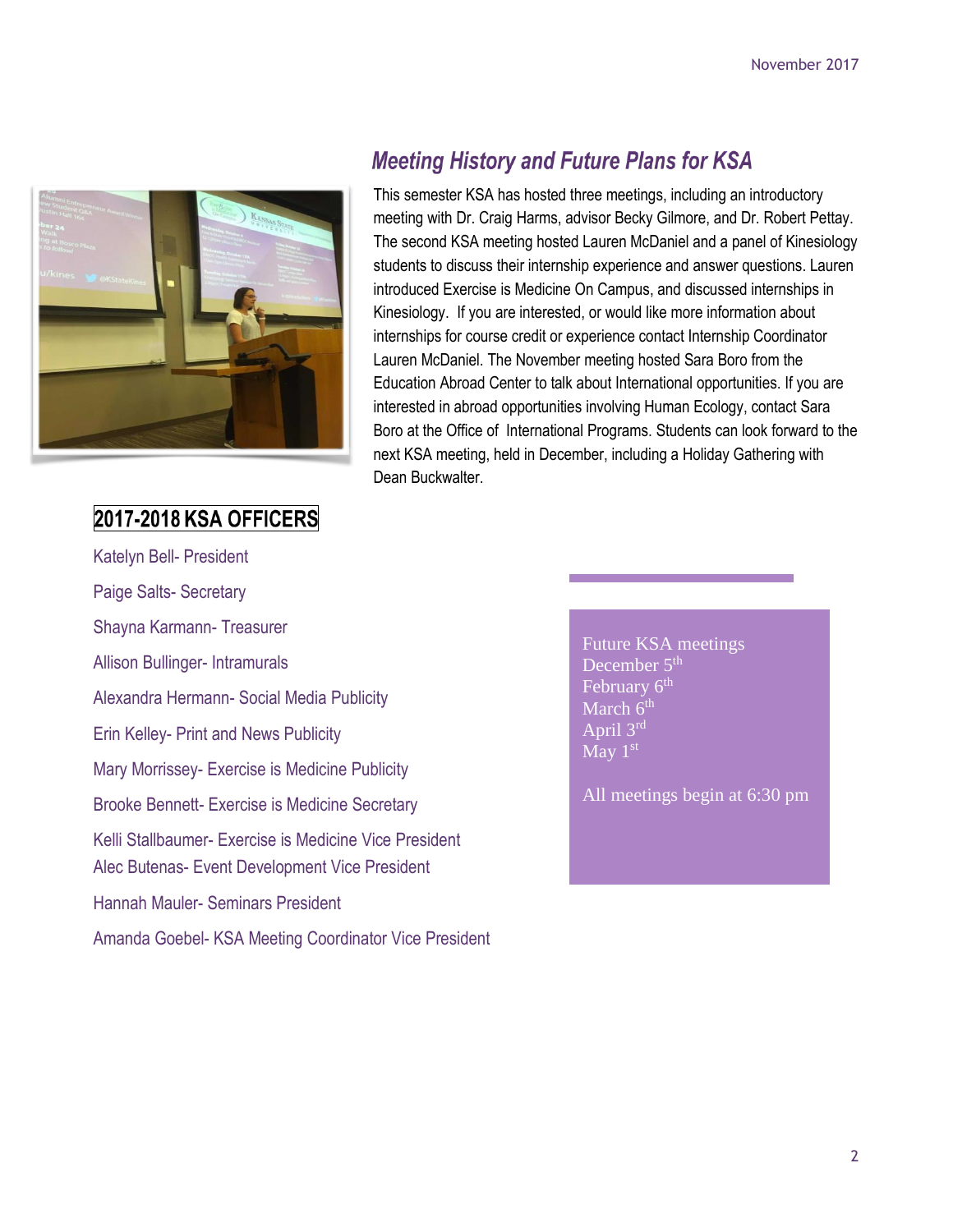## *Meeting History and Future Plans for KSA*

This semester KSA has hosted three meetings, including an introductory meeting with Dr. Craig Harms, advisor Becky Gilmore, and Dr. Robert Pettay. The second KSA meeting hosted Lauren McDaniel and a panel of Kinesiology students to discuss their internship experience and answer questions. Lauren introduced Exercise is Medicine On Campus, and discussed internships in Kinesiology. If you are interested, or would like more information about internships for course credit or experience contact Internship Coordinator Lauren McDaniel. The November meeting hosted Sara Boro from the Education Abroad Center to talk about International opportunities. If you are interested in abroad opportunities involving Human Ecology, contact Sara Boro at the Office of International Programs. Students can look forward to the next KSA meeting, held in December, including a Holiday Gathering with Dean Buckwalter.

## 2017-2018 KSA OFFICERS

Katelyn Bell- President

Paige Salts- Secretary

Shayna Karmann- Treasurer

Allison Bullinger- Intramurals

Alexandra Hermann- Social Media Publicity

Erin Kelley- Print and News Publicity

Mary Morrissey- Exercise is Medicine Publicity

Brooke Bennett- Exercise is Medicine Secretary

Kelli Stallbaumer- Exercise is Medicine Vice President

Alec Butenas- Event Development Vice President

Hannah Mauler- Seminars President

Amanda Goebel- KSA Meeting Coordinator Vice President

Future KSA meetings
December 5th
February 6th
March 6th
April 3rd
May 1st

All meetings begin at 6:30 pm